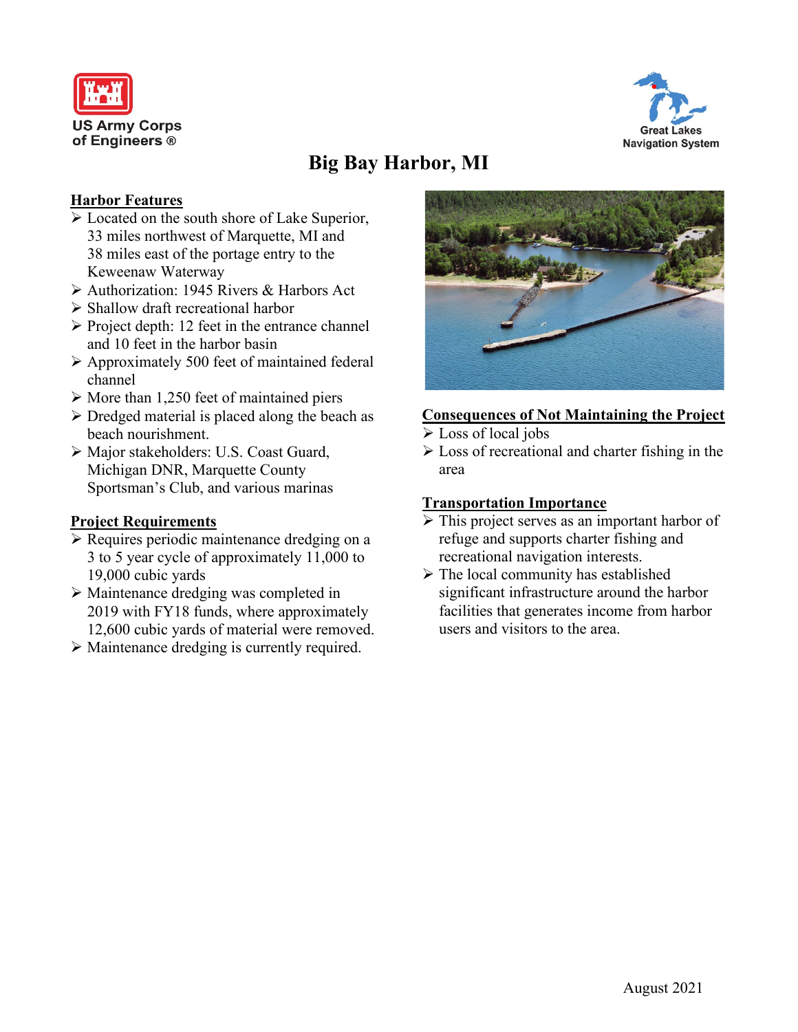US Army Corps of Engineers ®

Great Lakes Navigation System

# Big Bay Harbor, MI

## Harbor Features

- Located on the south shore of Lake Superior, 33 miles northwest of Marquette, MI and 38 miles east of the portage entry to the Keweenaw Waterway
- Authorization: 1945 Rivers & Harbors Act
- Shallow draft recreational harbor
- Project depth: 12 feet in the entrance channel and 10 feet in the harbor basin
- Approximately 500 feet of maintained federal channel
- More than 1,250 feet of maintained piers
- Dredged material is placed along the beach as beach nourishment.
- Major stakeholders: U.S. Coast Guard, Michigan DNR, Marquette County Sportsman's Club, and various marinas

## Project Requirements

- Requires periodic maintenance dredging on a 3 to 5 year cycle of approximately 11,000 to 19,000 cubic yards
- Maintenance dredging was completed in 2019 with FY18 funds, where approximately 12,600 cubic yards of material were removed.
- Maintenance dredging is currently required.

## Consequences of Not Maintaining the Project

- Loss of local jobs
- Loss of recreational and charter fishing in the area

## Transportation Importance

- This project serves as an important harbor of refuge and supports charter fishing and recreational navigation interests.
- The local community has established significant infrastructure around the harbor facilities that generates income from harbor users and visitors to the area.

August 2021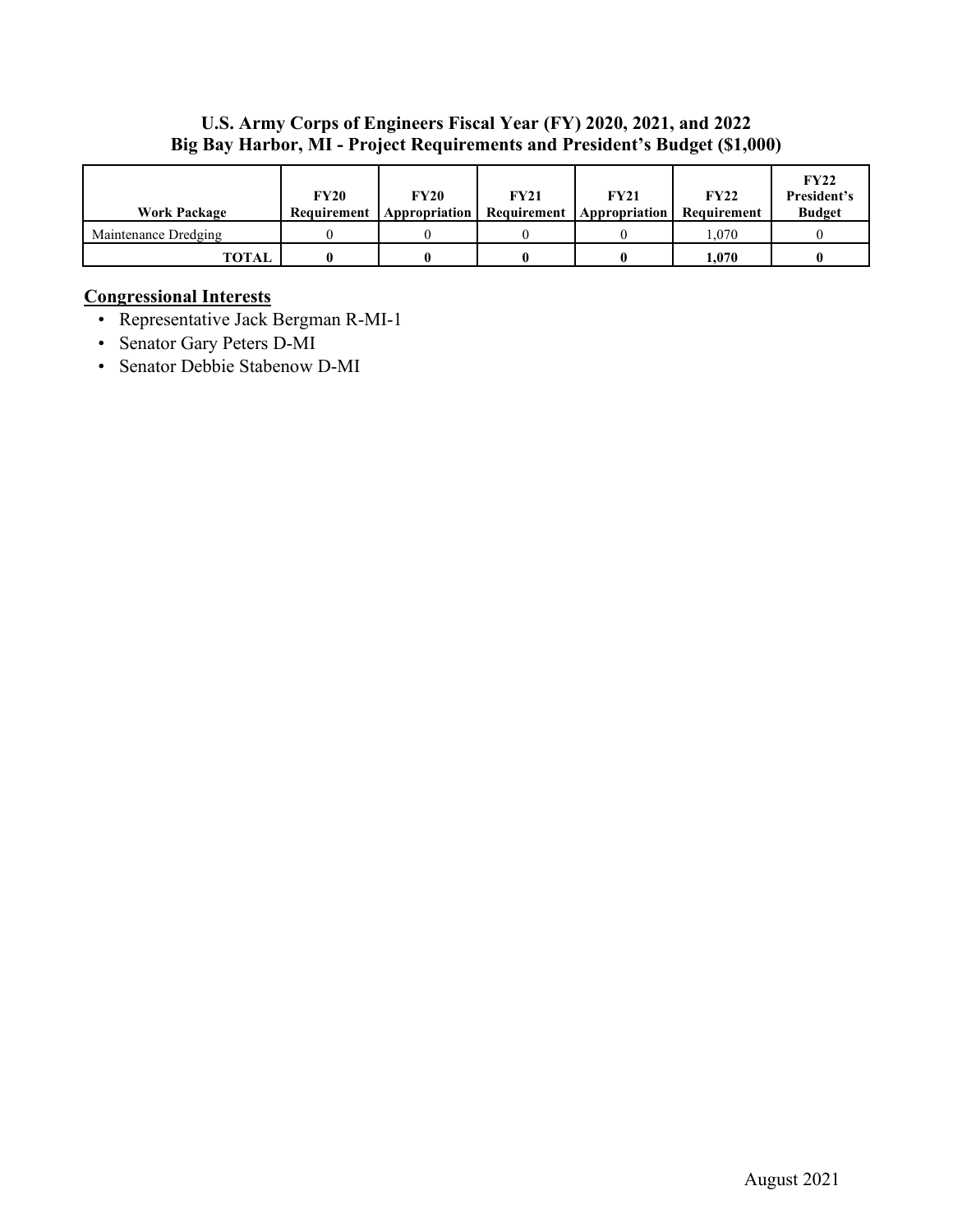## U.S. Army Corps of Engineers Fiscal Year (FY) 2020, 2021, and 2022
## Big Bay Harbor, MI - Project Requirements and President's Budget ($1,000)

| Work Package | FY20 Requirement | FY20 Appropriation | FY21 Requirement | FY21 Appropriation | FY22 Requirement | FY22 President's Budget |
|---|---|---|---|---|---|---|
| Maintenance Dredging | 0 | 0 | 0 | 0 | 1,070 | 0 |
| **TOTAL** | **0** | **0** | **0** | **0** | **1,070** | **0** |

**Congressional Interests**

- Representative Jack Bergman R-MI-1
- Senator Gary Peters D-MI
- Senator Debbie Stabenow D-MI

August 2021